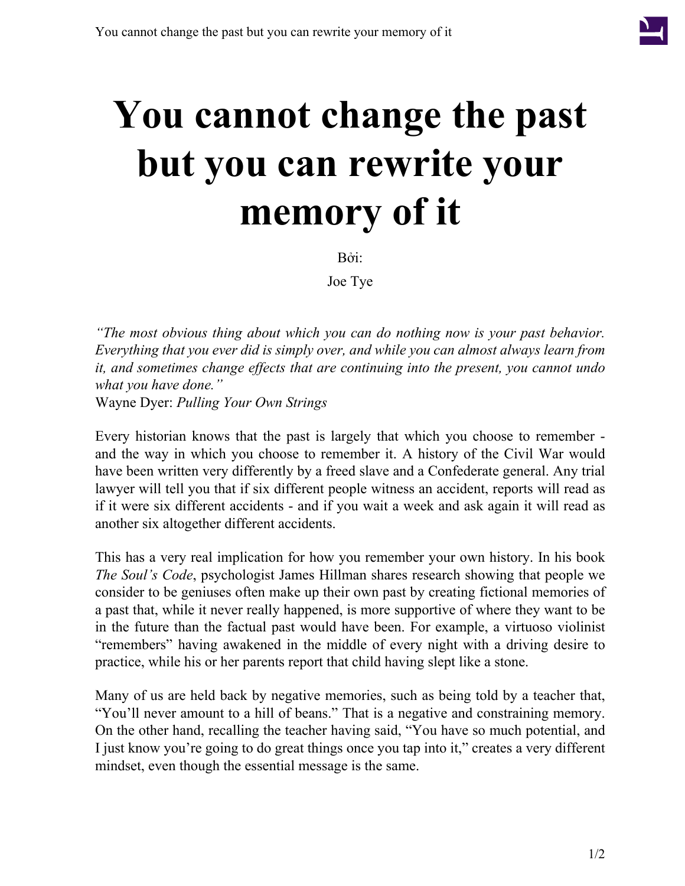# You cannot change the past but you can rewrite your memory of it

Bởi:

Joe Tye

*"The most obvious thing about which you can do nothing now is your past behavior. Everything that you ever did is simply over, and while you can almost always learn from it, and sometimes change effects that are continuing into the present, you cannot undo what you have done."*
Wayne Dyer: *Pulling Your Own Strings*

Every historian knows that the past is largely that which you choose to remember - and the way in which you choose to remember it. A history of the Civil War would have been written very differently by a freed slave and a Confederate general. Any trial lawyer will tell you that if six different people witness an accident, reports will read as if it were six different accidents - and if you wait a week and ask again it will read as another six altogether different accidents.

This has a very real implication for how you remember your own history. In his book *The Soul's Code*, psychologist James Hillman shares research showing that people we consider to be geniuses often make up their own past by creating fictional memories of a past that, while it never really happened, is more supportive of where they want to be in the future than the factual past would have been. For example, a virtuoso violinist "remembers" having awakened in the middle of every night with a driving desire to practice, while his or her parents report that child having slept like a stone.

Many of us are held back by negative memories, such as being told by a teacher that, "You'll never amount to a hill of beans." That is a negative and constraining memory. On the other hand, recalling the teacher having said, "You have so much potential, and I just know you're going to do great things once you tap into it," creates a very different mindset, even though the essential message is the same.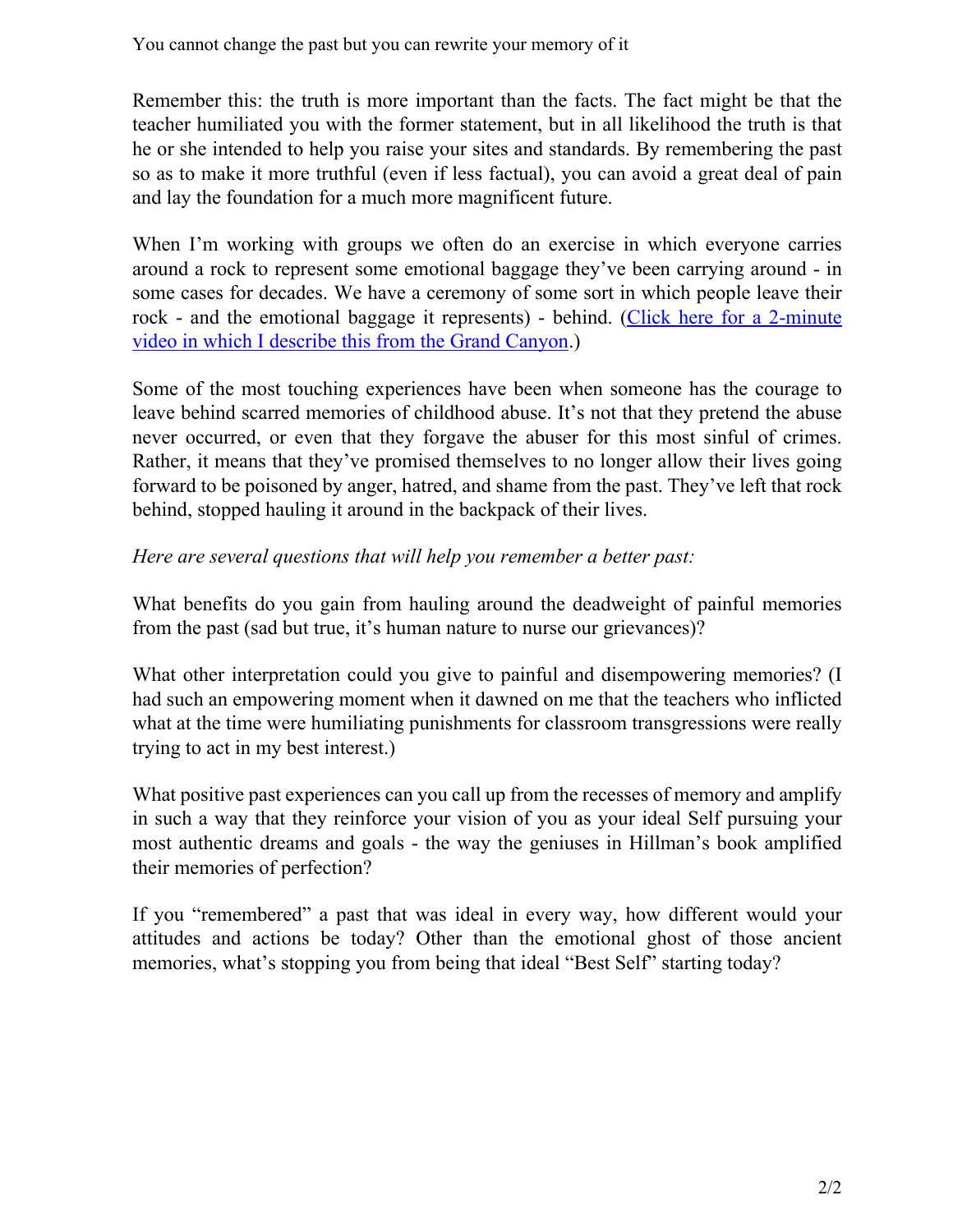You cannot change the past but you can rewrite your memory of it

Remember this: the truth is more important than the facts. The fact might be that the teacher humiliated you with the former statement, but in all likelihood the truth is that he or she intended to help you raise your sites and standards. By remembering the past so as to make it more truthful (even if less factual), you can avoid a great deal of pain and lay the foundation for a much more magnificent future.

When I'm working with groups we often do an exercise in which everyone carries around a rock to represent some emotional baggage they've been carrying around - in some cases for decades. We have a ceremony of some sort in which people leave their rock - and the emotional baggage it represents) - behind. ([Click here for a 2-minute video in which I describe this from the Grand Canyon]().)

Some of the most touching experiences have been when someone has the courage to leave behind scarred memories of childhood abuse. It's not that they pretend the abuse never occurred, or even that they forgave the abuser for this most sinful of crimes. Rather, it means that they've promised themselves to no longer allow their lives going forward to be poisoned by anger, hatred, and shame from the past. They've left that rock behind, stopped hauling it around in the backpack of their lives.

*Here are several questions that will help you remember a better past:*

What benefits do you gain from hauling around the deadweight of painful memories from the past (sad but true, it's human nature to nurse our grievances)?

What other interpretation could you give to painful and disempowering memories? (I had such an empowering moment when it dawned on me that the teachers who inflicted what at the time were humiliating punishments for classroom transgressions were really trying to act in my best interest.)

What positive past experiences can you call up from the recesses of memory and amplify in such a way that they reinforce your vision of you as your ideal Self pursuing your most authentic dreams and goals - the way the geniuses in Hillman's book amplified their memories of perfection?

If you "remembered" a past that was ideal in every way, how different would your attitudes and actions be today? Other than the emotional ghost of those ancient memories, what's stopping you from being that ideal "Best Self" starting today?